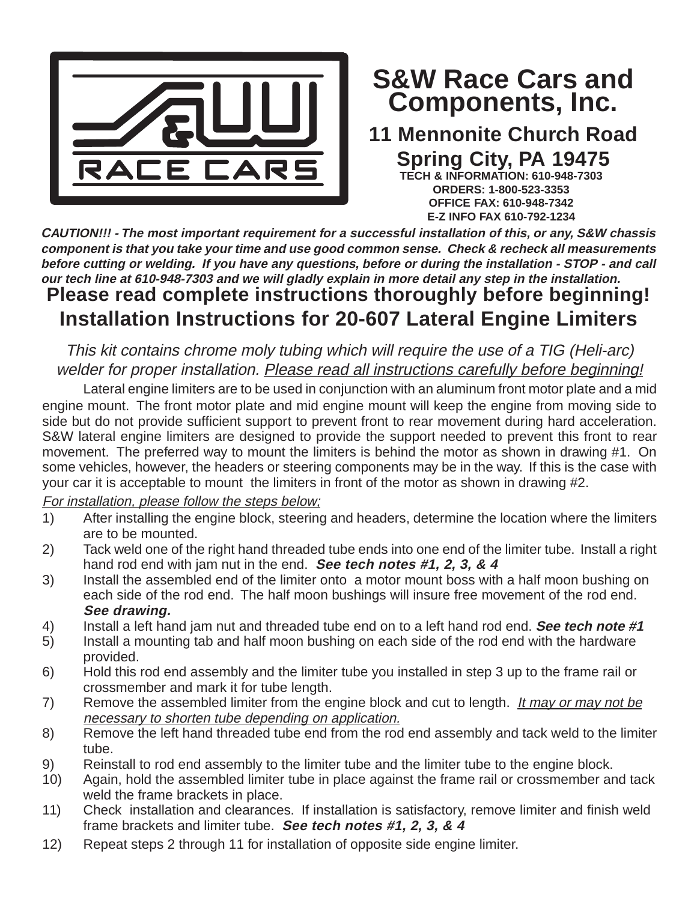# S&W Race Cars and Components, Inc.

**11 Mennonite Church Road**
**Spring City, PA 19475**

**TECH & INFORMATION: 610-948-7303**
**ORDERS: 1-800-523-3353**
**OFFICE FAX: 610-948-7342**
**E-Z INFO FAX 610-792-1234**

***CAUTION!!! - The most important requirement for a successful installation of this, or any, S&W chassis component is that you take your time and use good common sense. Check & recheck all measurements before cutting or welding. If you have any questions, before or during the installation - STOP - and call our tech line at 610-948-7303 and we will gladly explain in more detail any step in the installation.***

## Please read complete instructions thoroughly before beginning!

## Installation Instructions for 20-607 Lateral Engine Limiters

*This kit contains chrome moly tubing which will require the use of a TIG (Heli-arc) welder for proper installation. Please read all instructions carefully before beginning!*

Lateral engine limiters are to be used in conjunction with an aluminum front motor plate and a mid engine mount. The front motor plate and mid engine mount will keep the engine from moving side to side but do not provide sufficient support to prevent front to rear movement during hard acceleration. S&W lateral engine limiters are designed to provide the support needed to prevent this front to rear movement. The preferred way to mount the limiters is behind the motor as shown in drawing #1. On some vehicles, however, the headers or steering components may be in the way. If this is the case with your car it is acceptable to mount the limiters in front of the motor as shown in drawing #2.

*For installation, please follow the steps below;*

1) After installing the engine block, steering and headers, determine the location where the limiters are to be mounted.
2) Tack weld one of the right hand threaded tube ends into one end of the limiter tube. Install a right hand rod end with jam nut in the end. ***See tech notes #1, 2, 3, & 4***
3) Install the assembled end of the limiter onto a motor mount boss with a half moon bushing on each side of the rod end. The half moon bushings will insure free movement of the rod end. ***See drawing.***
4) Install a left hand jam nut and threaded tube end on to a left hand rod end. ***See tech note #1***
5) Install a mounting tab and half moon bushing on each side of the rod end with the hardware provided.
6) Hold this rod end assembly and the limiter tube you installed in step 3 up to the frame rail or crossmember and mark it for tube length.
7) Remove the assembled limiter from the engine block and cut to length. *It may or may not be necessary to shorten tube depending on application.*
8) Remove the left hand threaded tube end from the rod end assembly and tack weld to the limiter tube.
9) Reinstall to rod end assembly to the limiter tube and the limiter tube to the engine block.
10) Again, hold the assembled limiter tube in place against the frame rail or crossmember and tack weld the frame brackets in place.
11) Check installation and clearances. If installation is satisfactory, remove limiter and finish weld frame brackets and limiter tube. ***See tech notes #1, 2, 3, & 4***
12) Repeat steps 2 through 11 for installation of opposite side engine limiter.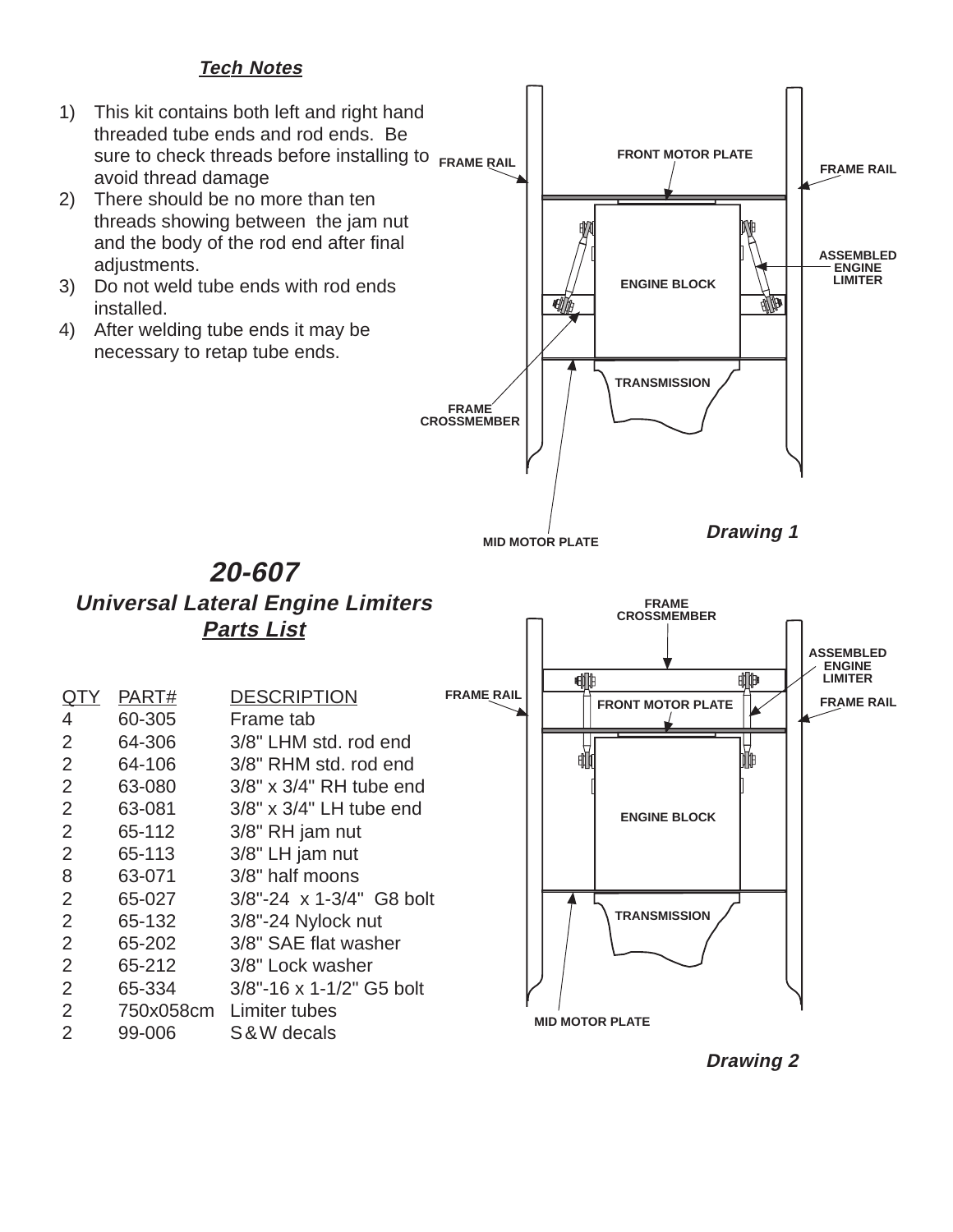## ***Tech Notes***

1) This kit contains both left and right hand threaded tube ends and rod ends. Be sure to check threads before installing to avoid thread damage
2) There should be no more than ten threads showing between the jam nut and the body of the rod end after final adjustments.
3) Do not weld tube ends with rod ends installed.
4) After welding tube ends it may be necessary to retap tube ends.

FRONT MOTOR PLATE
FRAME RAIL
FRAME RAIL
ASSEMBLED ENGINE LIMITER
ENGINE BLOCK
TRANSMISSION
FRAME CROSSMEMBER
MID MOTOR PLATE

***Drawing 1***

# *20-607*

## *Universal Lateral Engine Limiters*

## ***Parts List***

| QTY | PART# | DESCRIPTION |
|---|---|---|
| 4 | 60-305 | Frame tab |
| 2 | 64-306 | 3/8" LHM std. rod end |
| 2 | 64-106 | 3/8" RHM std. rod end |
| 2 | 63-080 | 3/8" x 3/4" RH tube end |
| 2 | 63-081 | 3/8" x 3/4" LH tube end |
| 2 | 65-112 | 3/8" RH jam nut |
| 2 | 65-113 | 3/8" LH jam nut |
| 8 | 63-071 | 3/8" half moons |
| 2 | 65-027 | 3/8"-24 x 1-3/4" G8 bolt |
| 2 | 65-132 | 3/8"-24 Nylock nut |
| 2 | 65-202 | 3/8" SAE flat washer |
| 2 | 65-212 | 3/8" Lock washer |
| 2 | 65-334 | 3/8"-16 x 1-1/2" G5 bolt |
| 2 | 750x058cm | Limiter tubes |
| 2 | 99-006 | S&W decals |

FRAME CROSSMEMBER
ASSEMBLED ENGINE LIMITER
FRAME RAIL
FRONT MOTOR PLATE
FRAME RAIL
ENGINE BLOCK
TRANSMISSION
MID MOTOR PLATE

***Drawing 2***